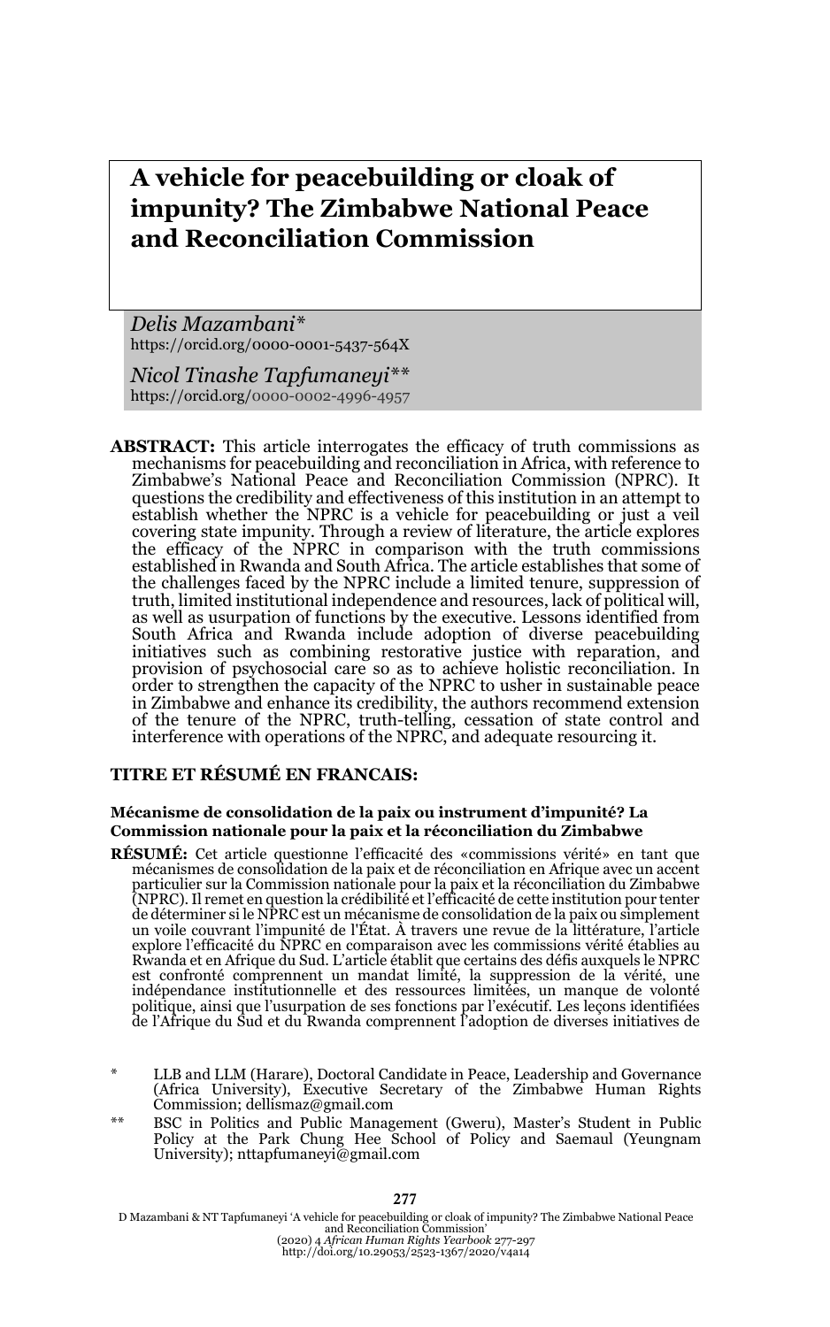# A vehicle for peacebuilding or cloak of impunity? The Zimbabwe National Peace and Reconciliation Commission

*Delis Mazambani**
https://orcid.org/0000-0001-5437-564X

*Nicol Tinashe Tapfumaneyi***
https://orcid.org/0000-0002-4996-4957

**ABSTRACT:** This article interrogates the efficacy of truth commissions as mechanisms for peacebuilding and reconciliation in Africa, with reference to Zimbabwe's National Peace and Reconciliation Commission (NPRC). It questions the credibility and effectiveness of this institution in an attempt to establish whether the NPRC is a vehicle for peacebuilding or just a veil covering state impunity. Through a review of literature, the article explores the efficacy of the NPRC in comparison with the truth commissions established in Rwanda and South Africa. The article establishes that some of the challenges faced by the NPRC include a limited tenure, suppression of truth, limited institutional independence and resources, lack of political will, as well as usurpation of functions by the executive. Lessons identified from South Africa and Rwanda include adoption of diverse peacebuilding initiatives such as combining restorative justice with reparation, and provision of psychosocial care so as to achieve holistic reconciliation. In order to strengthen the capacity of the NPRC to usher in sustainable peace in Zimbabwe and enhance its credibility, the authors recommend extension of the tenure of the NPRC, truth-telling, cessation of state control and interference with operations of the NPRC, and adequate resourcing it.

**TITRE ET RÉSUMÉ EN FRANCAIS:**

**Mécanisme de consolidation de la paix ou instrument d'impunité? La Commission nationale pour la paix et la réconciliation du Zimbabwe**

**RÉSUMÉ:** Cet article questionne l'efficacité des «commissions vérité» en tant que mécanismes de consolidation de la paix et de réconciliation en Afrique avec un accent particulier sur la Commission nationale pour la paix et la réconciliation du Zimbabwe (NPRC). Il remet en question la crédibilité et l'efficacité de cette institution pour tenter de déterminer si le NPRC est un mécanisme de consolidation de la paix ou simplement un voile couvrant l'impunité de l'État. À travers une revue de la littérature, l'article explore l'efficacité du NPRC en comparaison avec les commissions vérité établies au Rwanda et en Afrique du Sud. L'article établit que certains des défis auxquels le NPRC est confronté comprennent un mandat limité, la suppression de la vérité, une indépendance institutionnelle et des ressources limitées, un manque de volonté politique, ainsi que l'usurpation de ses fonctions par l'exécutif. Les leçons identifiées de l'Afrique du Sud et du Rwanda comprennent l'adoption de diverses initiatives de

\* LLB and LLM (Harare), Doctoral Candidate in Peace, Leadership and Governance (Africa University), Executive Secretary of the Zimbabwe Human Rights Commission; dellismaz@gmail.com

\*\* BSC in Politics and Public Management (Gweru), Master's Student in Public Policy at the Park Chung Hee School of Policy and Saemaul (Yeungnam University); nttapfumaneyi@gmail.com

D Mazambani & NT Tapfumaneyi 'A vehicle for peacebuilding or cloak of impunity? The Zimbabwe National Peace and Reconciliation Commission' (2020) 4 *African Human Rights Yearbook* 277-297
http://doi.org/10.29053/2523-1367/2020/v4a14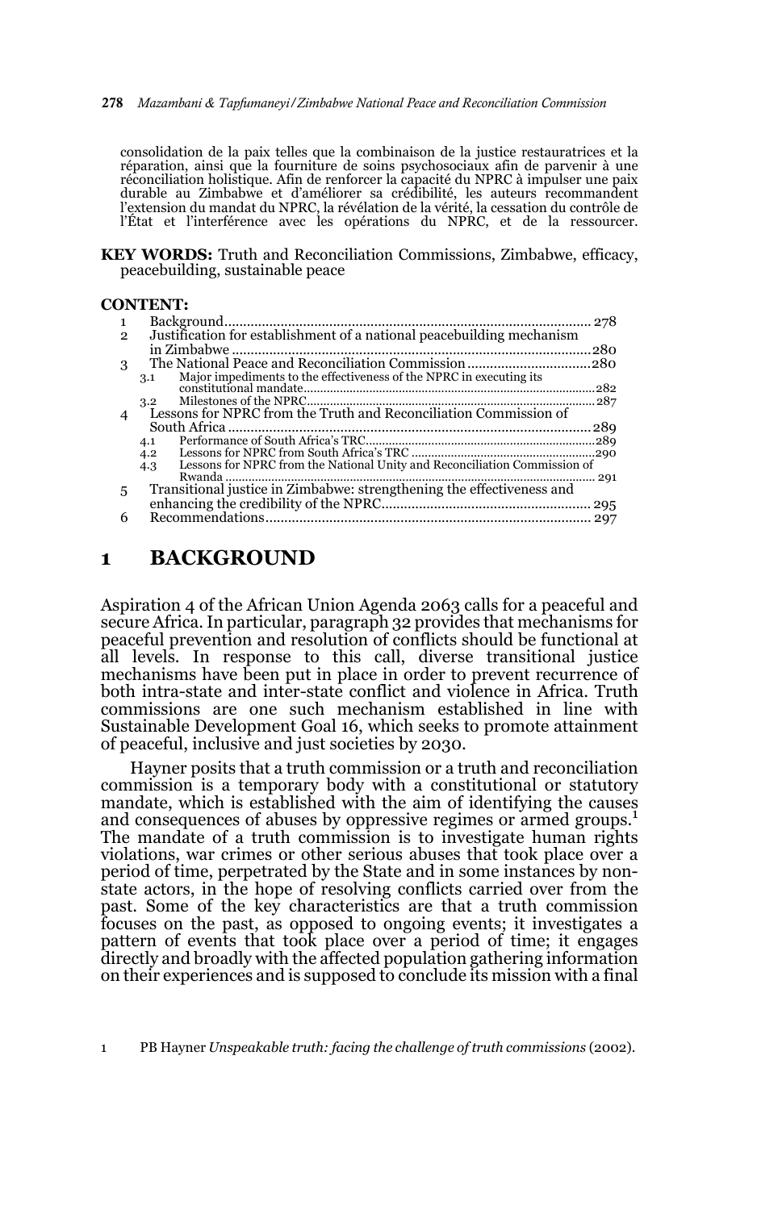consolidation de la paix telles que la combinaison de la justice restauratrices et la réparation, ainsi que la fourniture de soins psychosociaux afin de parvenir à une réconciliation holistique. Afin de renforcer la capacité du NPRC à impulser une paix durable au Zimbabwe et d'améliorer sa crédibilité, les auteurs recommandent l'extension du mandat du NPRC, la révélation de la vérité, la cessation du contrôle de l'État et l'interférence avec les opérations du NPRC, et de la ressourcer.

**KEY WORDS:** Truth and Reconciliation Commissions, Zimbabwe, efficacy, peacebuilding, sustainable peace

**CONTENT:**

1 Background ... 278
2 Justification for establishment of a national peacebuilding mechanism in Zimbabwe ... 280
3 The National Peace and Reconciliation Commission ... 280
 3.1 Major impediments to the effectiveness of the NPRC in executing its constitutional mandate ... 282
 3.2 Milestones of the NPRC ... 287
4 Lessons for NPRC from the Truth and Reconciliation Commission of South Africa ... 289
 4.1 Performance of South Africa's TRC ... 289
 4.2 Lessons for NPRC from South Africa's TRC ... 290
 4.3 Lessons for NPRC from the National Unity and Reconciliation Commission of Rwanda ... 291
5 Transitional justice in Zimbabwe: strengthening the effectiveness and enhancing the credibility of the NPRC ... 295
6 Recommendations ... 297

# 1 BACKGROUND

Aspiration 4 of the African Union Agenda 2063 calls for a peaceful and secure Africa. In particular, paragraph 32 provides that mechanisms for peaceful prevention and resolution of conflicts should be functional at all levels. In response to this call, diverse transitional justice mechanisms have been put in place in order to prevent recurrence of both intra-state and inter-state conflict and violence in Africa. Truth commissions are one such mechanism established in line with Sustainable Development Goal 16, which seeks to promote attainment of peaceful, inclusive and just societies by 2030.

Hayner posits that a truth commission or a truth and reconciliation commission is a temporary body with a constitutional or statutory mandate, which is established with the aim of identifying the causes and consequences of abuses by oppressive regimes or armed groups.[1] The mandate of a truth commission is to investigate human rights violations, war crimes or other serious abuses that took place over a period of time, perpetrated by the State and in some instances by non-state actors, in the hope of resolving conflicts carried over from the past. Some of the key characteristics are that a truth commission focuses on the past, as opposed to ongoing events; it investigates a pattern of events that took place over a period of time; it engages directly and broadly with the affected population gathering information on their experiences and is supposed to conclude its mission with a final

1 PB Hayner *Unspeakable truth: facing the challenge of truth commissions* (2002).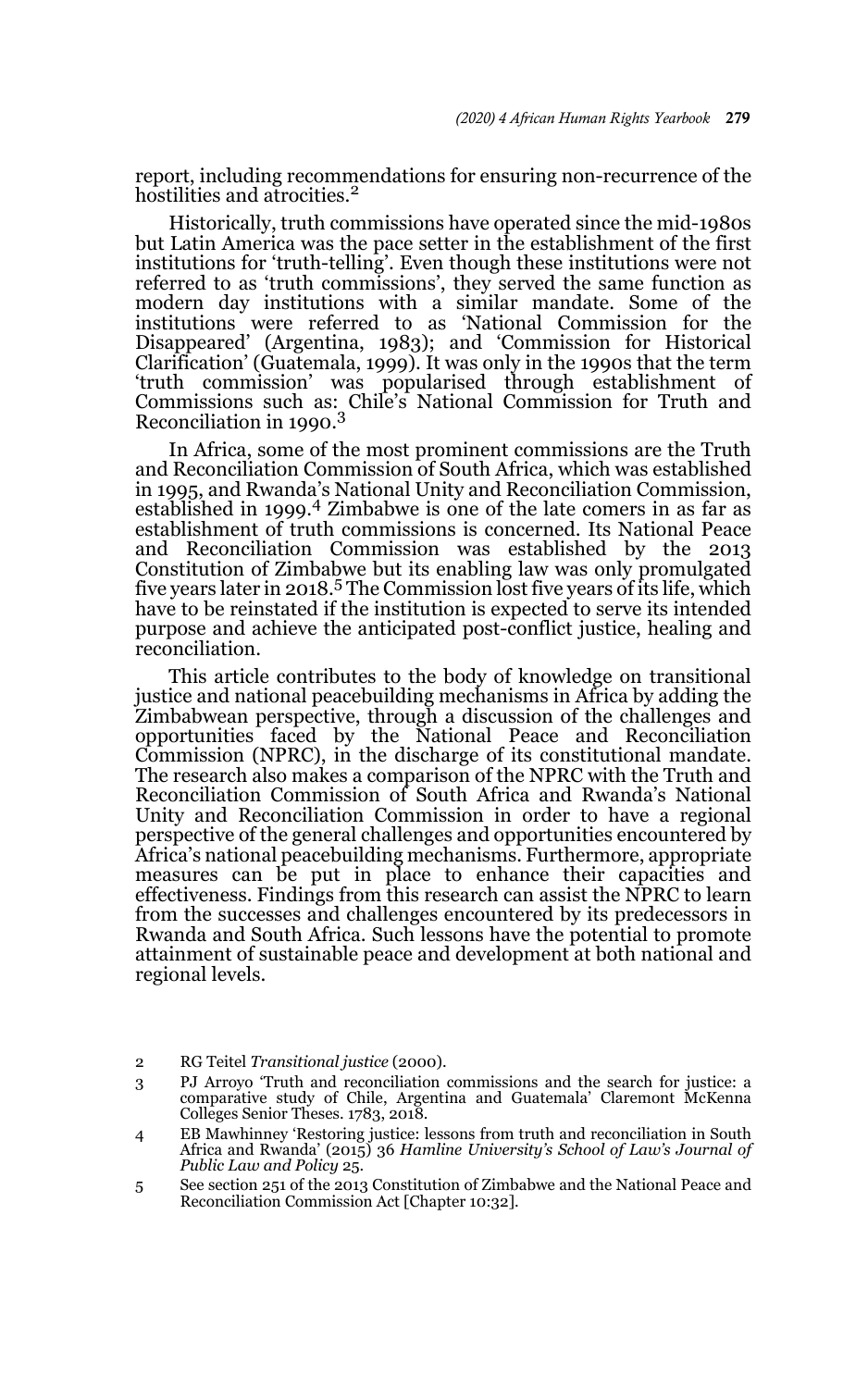report, including recommendations for ensuring non-recurrence of the hostilities and atrocities.[2]

Historically, truth commissions have operated since the mid-1980s but Latin America was the pace setter in the establishment of the first institutions for 'truth-telling'. Even though these institutions were not referred to as 'truth commissions', they served the same function as modern day institutions with a similar mandate. Some of the institutions were referred to as 'National Commission for the Disappeared' (Argentina, 1983); and 'Commission for Historical Clarification' (Guatemala, 1999). It was only in the 1990s that the term 'truth commission' was popularised through establishment of Commissions such as: Chile's National Commission for Truth and Reconciliation in 1990.[3]

In Africa, some of the most prominent commissions are the Truth and Reconciliation Commission of South Africa, which was established in 1995, and Rwanda's National Unity and Reconciliation Commission, established in 1999.[4] Zimbabwe is one of the late comers in as far as establishment of truth commissions is concerned. Its National Peace and Reconciliation Commission was established by the 2013 Constitution of Zimbabwe but its enabling law was only promulgated five years later in 2018.[5] The Commission lost five years of its life, which have to be reinstated if the institution is expected to serve its intended purpose and achieve the anticipated post-conflict justice, healing and reconciliation.

This article contributes to the body of knowledge on transitional justice and national peacebuilding mechanisms in Africa by adding the Zimbabwean perspective, through a discussion of the challenges and opportunities faced by the National Peace and Reconciliation Commission (NPRC), in the discharge of its constitutional mandate. The research also makes a comparison of the NPRC with the Truth and Reconciliation Commission of South Africa and Rwanda's National Unity and Reconciliation Commission in order to have a regional perspective of the general challenges and opportunities encountered by Africa's national peacebuilding mechanisms. Furthermore, appropriate measures can be put in place to enhance their capacities and effectiveness. Findings from this research can assist the NPRC to learn from the successes and challenges encountered by its predecessors in Rwanda and South Africa. Such lessons have the potential to promote attainment of sustainable peace and development at both national and regional levels.

---

2 RG Teitel *Transitional justice* (2000).

3 PJ Arroyo 'Truth and reconciliation commissions and the search for justice: a comparative study of Chile, Argentina and Guatemala' Claremont McKenna Colleges Senior Theses. 1783, 2018.

4 EB Mawhinney 'Restoring justice: lessons from truth and reconciliation in South Africa and Rwanda' (2015) 36 *Hamline University's School of Law's Journal of Public Law and Policy* 25.

5 See section 251 of the 2013 Constitution of Zimbabwe and the National Peace and Reconciliation Commission Act [Chapter 10:32].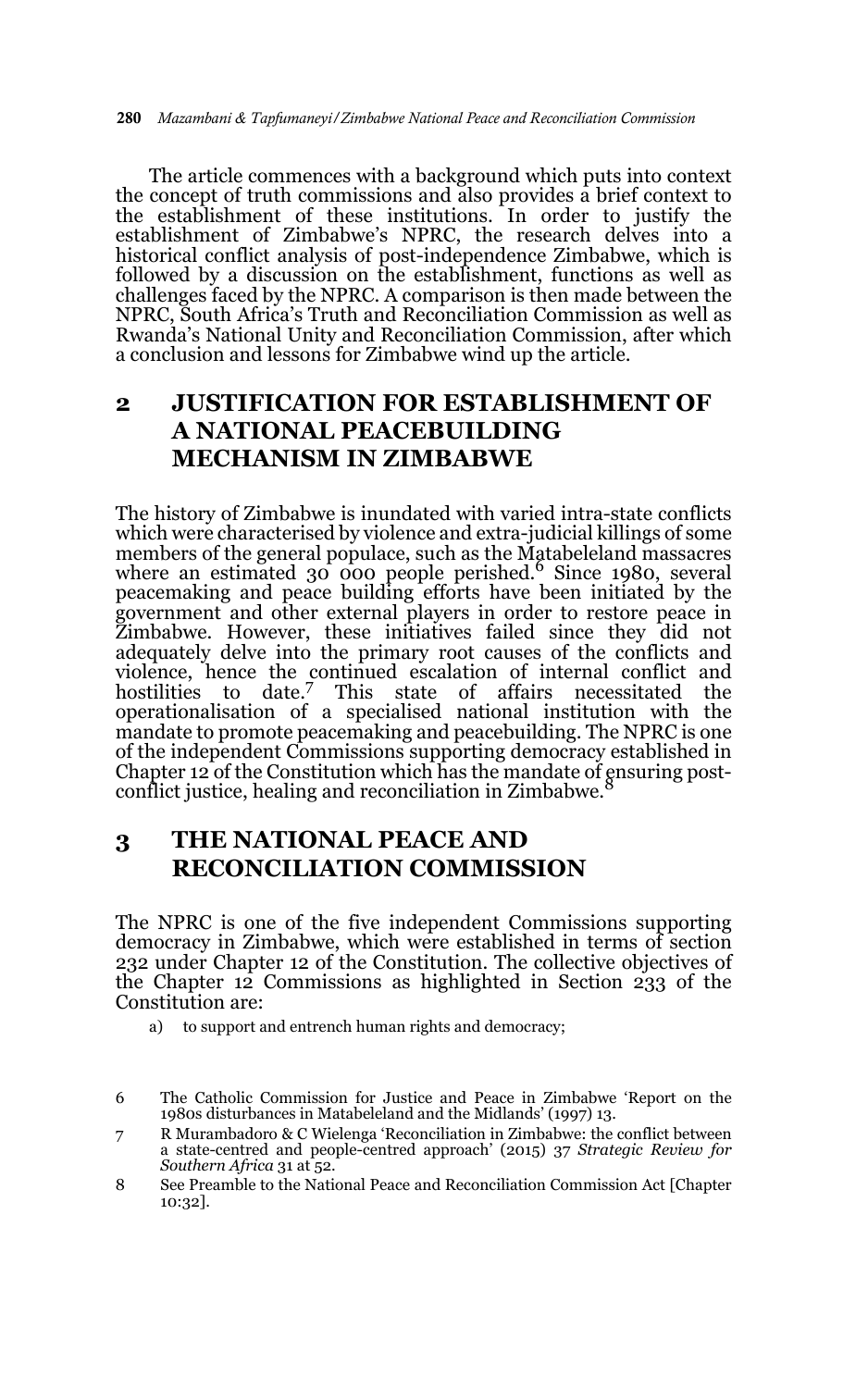The article commences with a background which puts into context the concept of truth commissions and also provides a brief context to the establishment of these institutions. In order to justify the establishment of Zimbabwe's NPRC, the research delves into a historical conflict analysis of post-independence Zimbabwe, which is followed by a discussion on the establishment, functions as well as challenges faced by the NPRC. A comparison is then made between the NPRC, South Africa's Truth and Reconciliation Commission as well as Rwanda's National Unity and Reconciliation Commission, after which a conclusion and lessons for Zimbabwe wind up the article.

## 2 JUSTIFICATION FOR ESTABLISHMENT OF A NATIONAL PEACEBUILDING MECHANISM IN ZIMBABWE

The history of Zimbabwe is inundated with varied intra-state conflicts which were characterised by violence and extra-judicial killings of some members of the general populace, such as the Matabeleland massacres where an estimated 30 000 people perished.[6] Since 1980, several peacemaking and peace building efforts have been initiated by the government and other external players in order to restore peace in Zimbabwe. However, these initiatives failed since they did not adequately delve into the primary root causes of the conflicts and violence, hence the continued escalation of internal conflict and hostilities to date.[7] This state of affairs necessitated the operationalisation of a specialised national institution with the mandate to promote peacemaking and peacebuilding. The NPRC is one of the independent Commissions supporting democracy established in Chapter 12 of the Constitution which has the mandate of ensuring post-conflict justice, healing and reconciliation in Zimbabwe.[8]

## 3 THE NATIONAL PEACE AND RECONCILIATION COMMISSION

The NPRC is one of the five independent Commissions supporting democracy in Zimbabwe, which were established in terms of section 232 under Chapter 12 of the Constitution. The collective objectives of the Chapter 12 Commissions as highlighted in Section 233 of the Constitution are:

a) to support and entrench human rights and democracy;

---

6 The Catholic Commission for Justice and Peace in Zimbabwe 'Report on the 1980s disturbances in Matabeleland and the Midlands' (1997) 13.

7 R Murambadoro & C Wielenga 'Reconciliation in Zimbabwe: the conflict between a state-centred and people-centred approach' (2015) 37 *Strategic Review for Southern Africa* 31 at 52.

8 See Preamble to the National Peace and Reconciliation Commission Act [Chapter 10:32].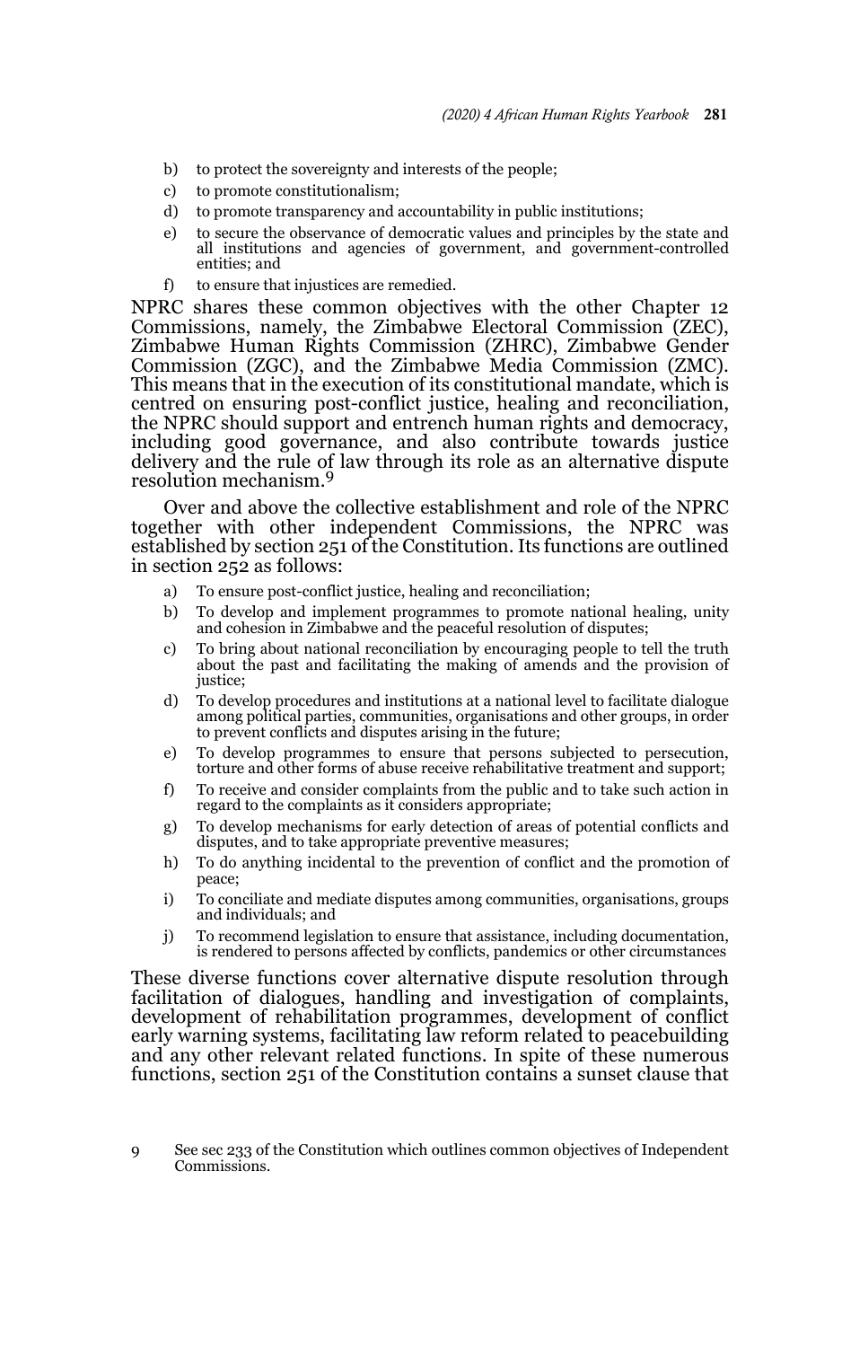- b) to protect the sovereignty and interests of the people;
- c) to promote constitutionalism;
- d) to promote transparency and accountability in public institutions;
- e) to secure the observance of democratic values and principles by the state and all institutions and agencies of government, and government-controlled entities; and
- f) to ensure that injustices are remedied.

NPRC shares these common objectives with the other Chapter 12 Commissions, namely, the Zimbabwe Electoral Commission (ZEC), Zimbabwe Human Rights Commission (ZHRC), Zimbabwe Gender Commission (ZGC), and the Zimbabwe Media Commission (ZMC). This means that in the execution of its constitutional mandate, which is centred on ensuring post-conflict justice, healing and reconciliation, the NPRC should support and entrench human rights and democracy, including good governance, and also contribute towards justice delivery and the rule of law through its role as an alternative dispute resolution mechanism.[9]

Over and above the collective establishment and role of the NPRC together with other independent Commissions, the NPRC was established by section 251 of the Constitution. Its functions are outlined in section 252 as follows:

- a) To ensure post-conflict justice, healing and reconciliation;
- b) To develop and implement programmes to promote national healing, unity and cohesion in Zimbabwe and the peaceful resolution of disputes;
- c) To bring about national reconciliation by encouraging people to tell the truth about the past and facilitating the making of amends and the provision of justice;
- d) To develop procedures and institutions at a national level to facilitate dialogue among political parties, communities, organisations and other groups, in order to prevent conflicts and disputes arising in the future;
- e) To develop programmes to ensure that persons subjected to persecution, torture and other forms of abuse receive rehabilitative treatment and support;
- f) To receive and consider complaints from the public and to take such action in regard to the complaints as it considers appropriate;
- g) To develop mechanisms for early detection of areas of potential conflicts and disputes, and to take appropriate preventive measures;
- h) To do anything incidental to the prevention of conflict and the promotion of peace;
- i) To conciliate and mediate disputes among communities, organisations, groups and individuals; and
- j) To recommend legislation to ensure that assistance, including documentation, is rendered to persons affected by conflicts, pandemics or other circumstances

These diverse functions cover alternative dispute resolution through facilitation of dialogues, handling and investigation of complaints, development of rehabilitation programmes, development of conflict early warning systems, facilitating law reform related to peacebuilding and any other relevant related functions. In spite of these numerous functions, section 251 of the Constitution contains a sunset clause that

9 See sec 233 of the Constitution which outlines common objectives of Independent Commissions.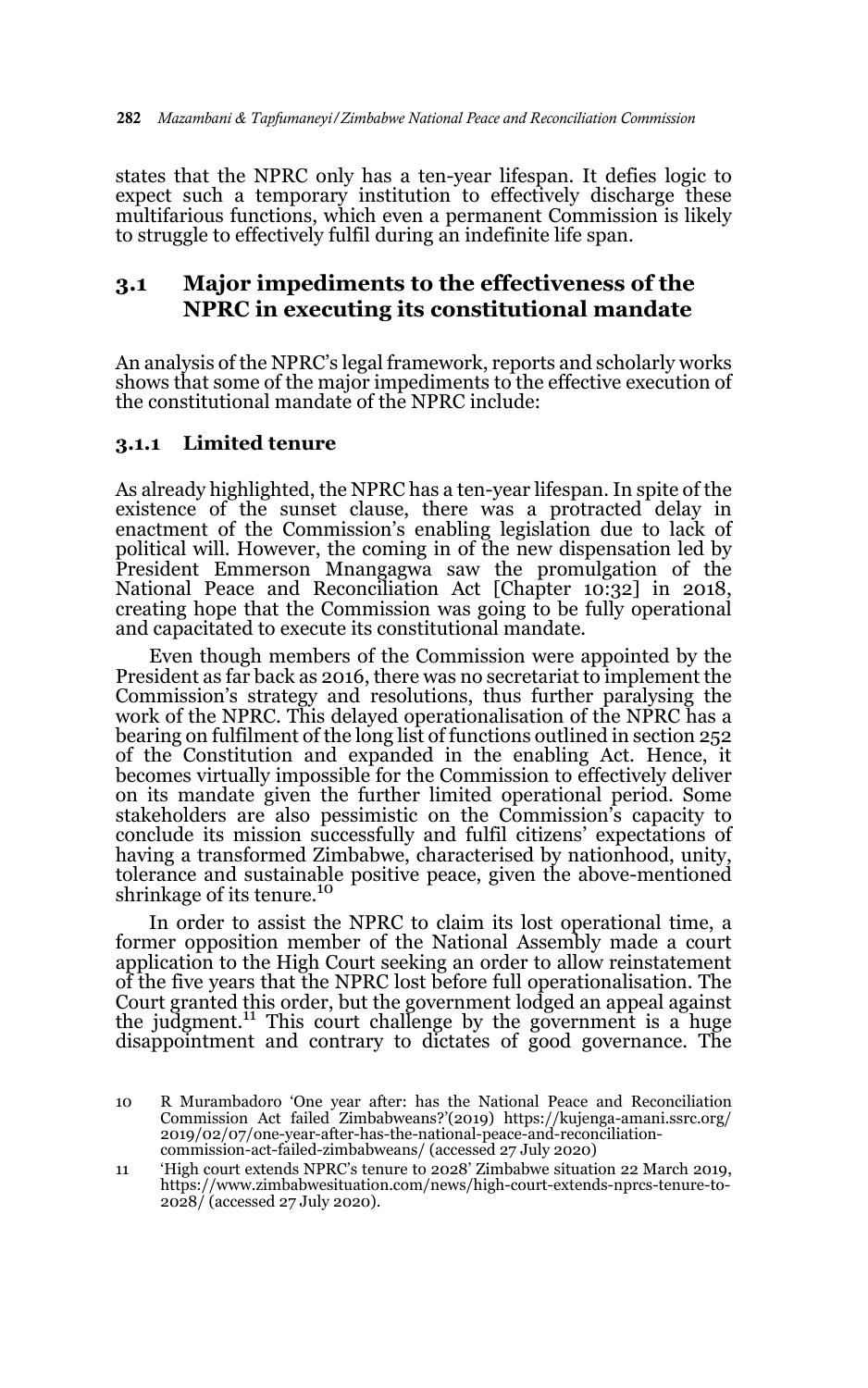states that the NPRC only has a ten-year lifespan. It defies logic to expect such a temporary institution to effectively discharge these multifarious functions, which even a permanent Commission is likely to struggle to effectively fulfil during an indefinite life span.

## 3.1 Major impediments to the effectiveness of the NPRC in executing its constitutional mandate

An analysis of the NPRC's legal framework, reports and scholarly works shows that some of the major impediments to the effective execution of the constitutional mandate of the NPRC include:

### 3.1.1 Limited tenure

As already highlighted, the NPRC has a ten-year lifespan. In spite of the existence of the sunset clause, there was a protracted delay in enactment of the Commission's enabling legislation due to lack of political will. However, the coming in of the new dispensation led by President Emmerson Mnangagwa saw the promulgation of the National Peace and Reconciliation Act [Chapter 10:32] in 2018, creating hope that the Commission was going to be fully operational and capacitated to execute its constitutional mandate.

Even though members of the Commission were appointed by the President as far back as 2016, there was no secretariat to implement the Commission's strategy and resolutions, thus further paralysing the work of the NPRC. This delayed operationalisation of the NPRC has a bearing on fulfilment of the long list of functions outlined in section 252 of the Constitution and expanded in the enabling Act. Hence, it becomes virtually impossible for the Commission to effectively deliver on its mandate given the further limited operational period. Some stakeholders are also pessimistic on the Commission's capacity to conclude its mission successfully and fulfil citizens' expectations of having a transformed Zimbabwe, characterised by nationhood, unity, tolerance and sustainable positive peace, given the above-mentioned shrinkage of its tenure.[10]

In order to assist the NPRC to claim its lost operational time, a former opposition member of the National Assembly made a court application to the High Court seeking an order to allow reinstatement of the five years that the NPRC lost before full operationalisation. The Court granted this order, but the government lodged an appeal against the judgment.[11] This court challenge by the government is a huge disappointment and contrary to dictates of good governance. The

10 R Murambadoro 'One year after: has the National Peace and Reconciliation Commission Act failed Zimbabweans?'(2019) https://kujenga-amani.ssrc.org/2019/02/07/one-year-after-has-the-national-peace-and-reconciliation-commission-act-failed-zimbabweans/ (accessed 27 July 2020)

11 'High court extends NPRC's tenure to 2028' Zimbabwe situation 22 March 2019, https://www.zimbabwesituation.com/news/high-court-extends-nprcs-tenure-to-2028/ (accessed 27 July 2020).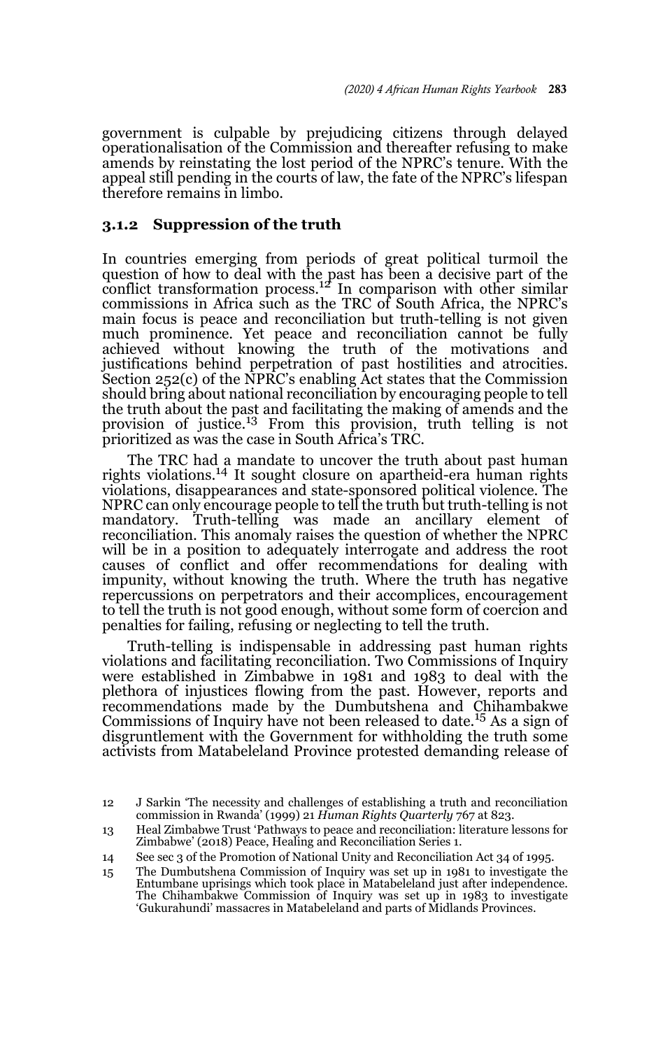government is culpable by prejudicing citizens through delayed operationalisation of the Commission and thereafter refusing to make amends by reinstating the lost period of the NPRC's tenure. With the appeal still pending in the courts of law, the fate of the NPRC's lifespan therefore remains in limbo.

### 3.1.2 Suppression of the truth

In countries emerging from periods of great political turmoil the question of how to deal with the past has been a decisive part of the conflict transformation process.[12] In comparison with other similar commissions in Africa such as the TRC of South Africa, the NPRC's main focus is peace and reconciliation but truth-telling is not given much prominence. Yet peace and reconciliation cannot be fully achieved without knowing the truth of the motivations and justifications behind perpetration of past hostilities and atrocities. Section 252(c) of the NPRC's enabling Act states that the Commission should bring about national reconciliation by encouraging people to tell the truth about the past and facilitating the making of amends and the provision of justice.[13] From this provision, truth telling is not prioritized as was the case in South Africa's TRC.

The TRC had a mandate to uncover the truth about past human rights violations.[14] It sought closure on apartheid-era human rights violations, disappearances and state-sponsored political violence. The NPRC can only encourage people to tell the truth but truth-telling is not mandatory. Truth-telling was made an ancillary element of reconciliation. This anomaly raises the question of whether the NPRC will be in a position to adequately interrogate and address the root causes of conflict and offer recommendations for dealing with impunity, without knowing the truth. Where the truth has negative repercussions on perpetrators and their accomplices, encouragement to tell the truth is not good enough, without some form of coercion and penalties for failing, refusing or neglecting to tell the truth.

Truth-telling is indispensable in addressing past human rights violations and facilitating reconciliation. Two Commissions of Inquiry were established in Zimbabwe in 1981 and 1983 to deal with the plethora of injustices flowing from the past. However, reports and recommendations made by the Dumbutshena and Chihambakwe Commissions of Inquiry have not been released to date.[15] As a sign of disgruntlement with the Government for withholding the truth some activists from Matabeleland Province protested demanding release of

---

12 J Sarkin 'The necessity and challenges of establishing a truth and reconciliation commission in Rwanda' (1999) 21 *Human Rights Quarterly* 767 at 823.

13 Heal Zimbabwe Trust 'Pathways to peace and reconciliation: literature lessons for Zimbabwe' (2018) Peace, Healing and Reconciliation Series 1.

14 See sec 3 of the Promotion of National Unity and Reconciliation Act 34 of 1995.

15 The Dumbutshena Commission of Inquiry was set up in 1981 to investigate the Entumbane uprisings which took place in Matabeleland just after independence. The Chihambakwe Commission of Inquiry was set up in 1983 to investigate 'Gukurahundi' massacres in Matabeleland and parts of Midlands Provinces.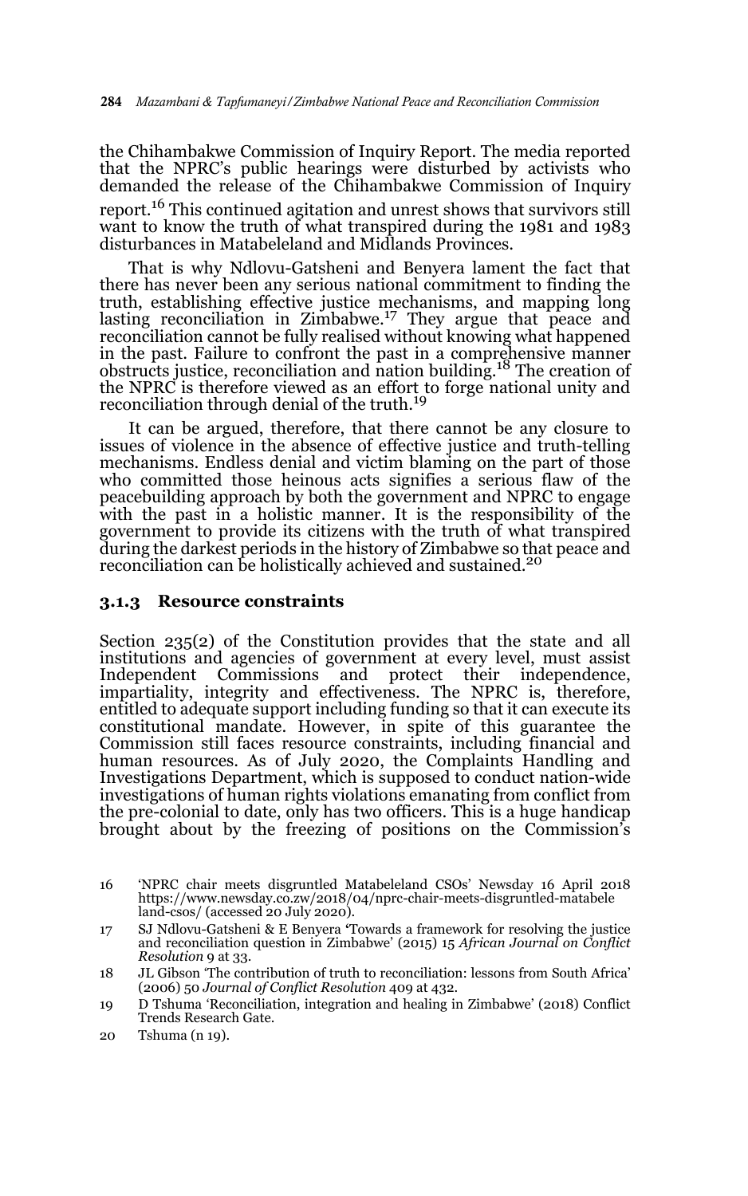the Chihambakwe Commission of Inquiry Report. The media reported that the NPRC's public hearings were disturbed by activists who demanded the release of the Chihambakwe Commission of Inquiry report.[16] This continued agitation and unrest shows that survivors still want to know the truth of what transpired during the 1981 and 1983 disturbances in Matabeleland and Midlands Provinces.

That is why Ndlovu-Gatsheni and Benyera lament the fact that there has never been any serious national commitment to finding the truth, establishing effective justice mechanisms, and mapping long lasting reconciliation in Zimbabwe.[17] They argue that peace and reconciliation cannot be fully realised without knowing what happened in the past. Failure to confront the past in a comprehensive manner obstructs justice, reconciliation and nation building.[18] The creation of the NPRC is therefore viewed as an effort to forge national unity and reconciliation through denial of the truth.[19]

It can be argued, therefore, that there cannot be any closure to issues of violence in the absence of effective justice and truth-telling mechanisms. Endless denial and victim blaming on the part of those who committed those heinous acts signifies a serious flaw of the peacebuilding approach by both the government and NPRC to engage with the past in a holistic manner. It is the responsibility of the government to provide its citizens with the truth of what transpired during the darkest periods in the history of Zimbabwe so that peace and reconciliation can be holistically achieved and sustained.[20]

### 3.1.3 Resource constraints

Section 235(2) of the Constitution provides that the state and all institutions and agencies of government at every level, must assist Independent Commissions and protect their independence, impartiality, integrity and effectiveness. The NPRC is, therefore, entitled to adequate support including funding so that it can execute its constitutional mandate. However, in spite of this guarantee the Commission still faces resource constraints, including financial and human resources. As of July 2020, the Complaints Handling and Investigations Department, which is supposed to conduct nation-wide investigations of human rights violations emanating from conflict from the pre-colonial to date, only has two officers. This is a huge handicap brought about by the freezing of positions on the Commission's

---

16 'NPRC chair meets disgruntled Matabeleland CSOs' Newsday 16 April 2018 https://www.newsday.co.zw/2018/04/nprc-chair-meets-disgruntled-matabeleland-csos/ (accessed 20 July 2020).

17 SJ Ndlovu-Gatsheni & E Benyera 'Towards a framework for resolving the justice and reconciliation question in Zimbabwe' (2015) 15 *African Journal on Conflict Resolution* 9 at 33.

18 JL Gibson 'The contribution of truth to reconciliation: lessons from South Africa' (2006) 50 *Journal of Conflict Resolution* 409 at 432.

19 D Tshuma 'Reconciliation, integration and healing in Zimbabwe' (2018) Conflict Trends Research Gate.

20 Tshuma (n 19).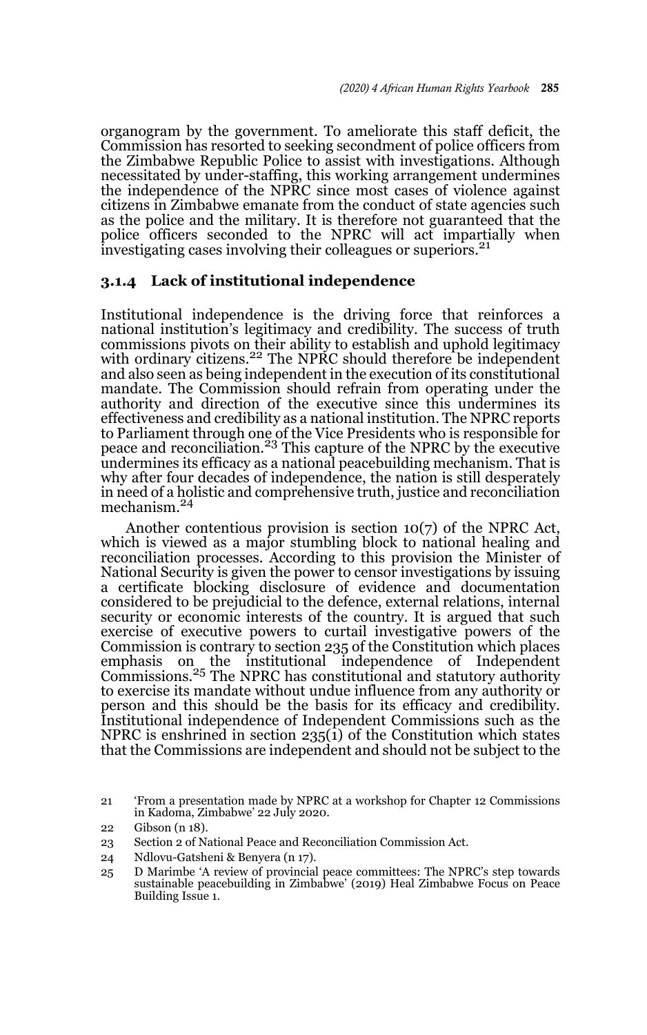organogram by the government. To ameliorate this staff deficit, the Commission has resorted to seeking secondment of police officers from the Zimbabwe Republic Police to assist with investigations. Although necessitated by under-staffing, this working arrangement undermines the independence of the NPRC since most cases of violence against citizens in Zimbabwe emanate from the conduct of state agencies such as the police and the military. It is therefore not guaranteed that the police officers seconded to the NPRC will act impartially when investigating cases involving their colleagues or superiors.[21]

### 3.1.4 Lack of institutional independence

Institutional independence is the driving force that reinforces a national institution's legitimacy and credibility. The success of truth commissions pivots on their ability to establish and uphold legitimacy with ordinary citizens.[22] The NPRC should therefore be independent and also seen as being independent in the execution of its constitutional mandate. The Commission should refrain from operating under the authority and direction of the executive since this undermines its effectiveness and credibility as a national institution. The NPRC reports to Parliament through one of the Vice Presidents who is responsible for peace and reconciliation.[23] This capture of the NPRC by the executive undermines its efficacy as a national peacebuilding mechanism. That is why after four decades of independence, the nation is still desperately in need of a holistic and comprehensive truth, justice and reconciliation mechanism.[24]

Another contentious provision is section 10(7) of the NPRC Act, which is viewed as a major stumbling block to national healing and reconciliation processes. According to this provision the Minister of National Security is given the power to censor investigations by issuing a certificate blocking disclosure of evidence and documentation considered to be prejudicial to the defence, external relations, internal security or economic interests of the country. It is argued that such exercise of executive powers to curtail investigative powers of the Commission is contrary to section 235 of the Constitution which places emphasis on the institutional independence of Independent Commissions.[25] The NPRC has constitutional and statutory authority to exercise its mandate without undue influence from any authority or person and this should be the basis for its efficacy and credibility. Institutional independence of Independent Commissions such as the NPRC is enshrined in section 235(1) of the Constitution which states that the Commissions are independent and should not be subject to the

---

21 'From a presentation made by NPRC at a workshop for Chapter 12 Commissions in Kadoma, Zimbabwe' 22 July 2020.

22 Gibson (n 18).

23 Section 2 of National Peace and Reconciliation Commission Act.

24 Ndlovu-Gatsheni & Benyera (n 17).

25 D Marimbe 'A review of provincial peace committees: The NPRC's step towards sustainable peacebuilding in Zimbabwe' (2019) Heal Zimbabwe Focus on Peace Building Issue 1.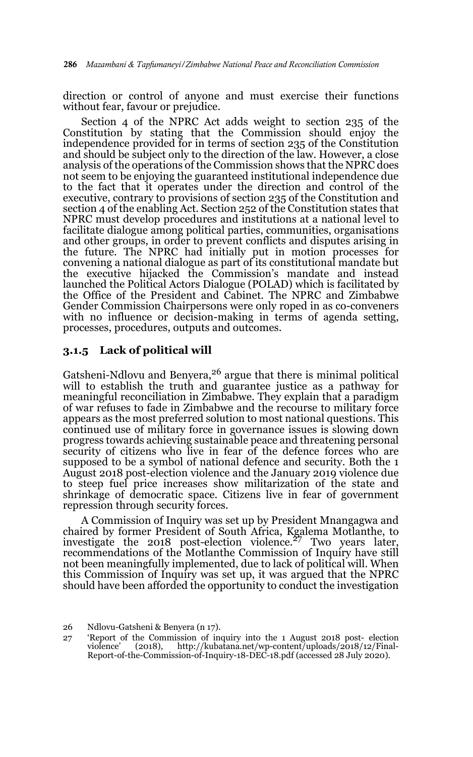direction or control of anyone and must exercise their functions without fear, favour or prejudice.

Section 4 of the NPRC Act adds weight to section 235 of the Constitution by stating that the Commission should enjoy the independence provided for in terms of section 235 of the Constitution and should be subject only to the direction of the law. However, a close analysis of the operations of the Commission shows that the NPRC does not seem to be enjoying the guaranteed institutional independence due to the fact that it operates under the direction and control of the executive, contrary to provisions of section 235 of the Constitution and section 4 of the enabling Act. Section 252 of the Constitution states that NPRC must develop procedures and institutions at a national level to facilitate dialogue among political parties, communities, organisations and other groups, in order to prevent conflicts and disputes arising in the future. The NPRC had initially put in motion processes for convening a national dialogue as part of its constitutional mandate but the executive hijacked the Commission's mandate and instead launched the Political Actors Dialogue (POLAD) which is facilitated by the Office of the President and Cabinet. The NPRC and Zimbabwe Gender Commission Chairpersons were only roped in as co-conveners with no influence or decision-making in terms of agenda setting, processes, procedures, outputs and outcomes.

### 3.1.5 Lack of political will

Gatsheni-Ndlovu and Benyera,[26] argue that there is minimal political will to establish the truth and guarantee justice as a pathway for meaningful reconciliation in Zimbabwe. They explain that a paradigm of war refuses to fade in Zimbabwe and the recourse to military force appears as the most preferred solution to most national questions. This continued use of military force in governance issues is slowing down progress towards achieving sustainable peace and threatening personal security of citizens who live in fear of the defence forces who are supposed to be a symbol of national defence and security. Both the 1 August 2018 post-election violence and the January 2019 violence due to steep fuel price increases show militarization of the state and shrinkage of democratic space. Citizens live in fear of government repression through security forces.

A Commission of Inquiry was set up by President Mnangagwa and chaired by former President of South Africa, Kgalema Motlanthe, to investigate the 2018 post-election violence.[27] Two years later, recommendations of the Motlanthe Commission of Inquiry have still not been meaningfully implemented, due to lack of political will. When this Commission of Inquiry was set up, it was argued that the NPRC should have been afforded the opportunity to conduct the investigation

---

26 Ndlovu-Gatsheni & Benyera (n 17).

27 'Report of the Commission of inquiry into the 1 August 2018 post- election violence' (2018), http://kubatana.net/wp-content/uploads/2018/12/Final-Report-of-the-Commission-of-Inquiry-18-DEC-18.pdf (accessed 28 July 2020).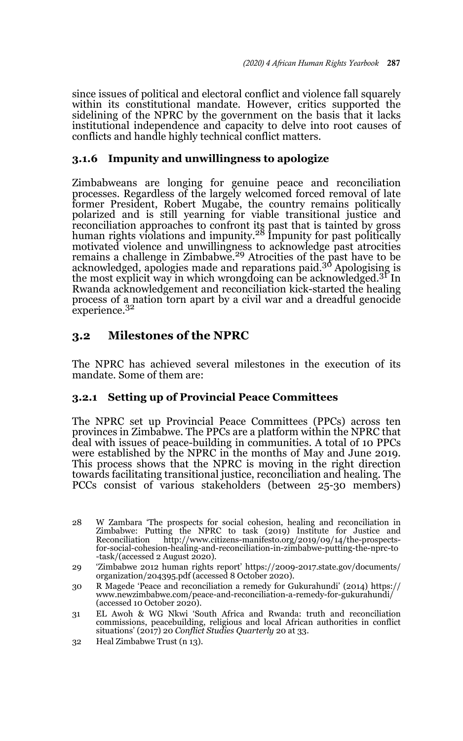since issues of political and electoral conflict and violence fall squarely within its constitutional mandate. However, critics supported the sidelining of the NPRC by the government on the basis that it lacks institutional independence and capacity to delve into root causes of conflicts and handle highly technical conflict matters.

### 3.1.6 Impunity and unwillingness to apologize

Zimbabweans are longing for genuine peace and reconciliation processes. Regardless of the largely welcomed forced removal of late former President, Robert Mugabe, the country remains politically polarized and is still yearning for viable transitional justice and reconciliation approaches to confront its past that is tainted by gross human rights violations and impunity.[28] Impunity for past politically motivated violence and unwillingness to acknowledge past atrocities remains a challenge in Zimbabwe.[29] Atrocities of the past have to be acknowledged, apologies made and reparations paid.[30] Apologising is the most explicit way in which wrongdoing can be acknowledged.[31] In Rwanda acknowledgement and reconciliation kick-started the healing process of a nation torn apart by a civil war and a dreadful genocide experience.[32]

## 3.2 Milestones of the NPRC

The NPRC has achieved several milestones in the execution of its mandate. Some of them are:

### 3.2.1 Setting up of Provincial Peace Committees

The NPRC set up Provincial Peace Committees (PPCs) across ten provinces in Zimbabwe. The PPCs are a platform within the NPRC that deal with issues of peace-building in communities. A total of 10 PPCs were established by the NPRC in the months of May and June 2019. This process shows that the NPRC is moving in the right direction towards facilitating transitional justice, reconciliation and healing. The PCCs consist of various stakeholders (between 25-30 members)

---

28 W Zambara 'The prospects for social cohesion, healing and reconciliation in Zimbabwe: Putting the NPRC to task (2019) Institute for Justice and Reconciliation http://www.citizens-manifesto.org/2019/09/14/the-prospects-for-social-cohesion-healing-and-reconciliation-in-zimbabwe-putting-the-nprc-to-task/(accessed 2 August 2020).

29 'Zimbabwe 2012 human rights report' https://2009-2017.state.gov/documents/organization/204395.pdf (accessed 8 October 2020).

30 R Magede 'Peace and reconciliation a remedy for Gukurahundi' (2014) https://www.newzimbabwe.com/peace-and-reconciliation-a-remedy-for-gukurahundi/ (accessed 10 October 2020).

31 EL Awoh & WG Nkwi 'South Africa and Rwanda: truth and reconciliation commissions, peacebuilding, religious and local African authorities in conflict situations' (2017) 20 *Conflict Studies Quarterly* 20 at 33.

32 Heal Zimbabwe Trust (n 13).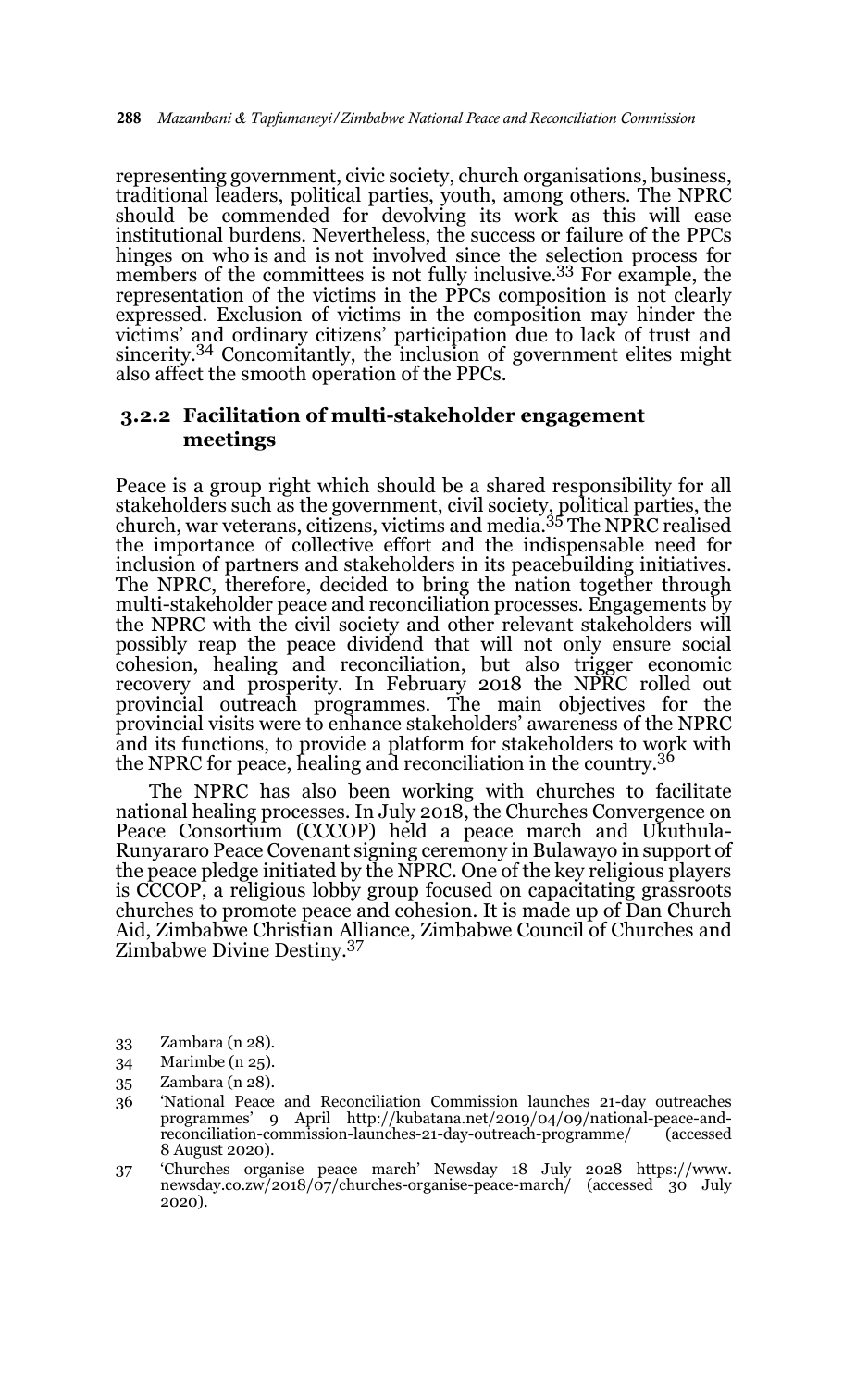representing government, civic society, church organisations, business, traditional leaders, political parties, youth, among others. The NPRC should be commended for devolving its work as this will ease institutional burdens. Nevertheless, the success or failure of the PPCs hinges on who is and is not involved since the selection process for members of the committees is not fully inclusive.[33] For example, the representation of the victims in the PPCs composition is not clearly expressed. Exclusion of victims in the composition may hinder the victims' and ordinary citizens' participation due to lack of trust and sincerity.[34] Concomitantly, the inclusion of government elites might also affect the smooth operation of the PPCs.

### 3.2.2 Facilitation of multi-stakeholder engagement meetings

Peace is a group right which should be a shared responsibility for all stakeholders such as the government, civil society, political parties, the church, war veterans, citizens, victims and media.[35] The NPRC realised the importance of collective effort and the indispensable need for inclusion of partners and stakeholders in its peacebuilding initiatives. The NPRC, therefore, decided to bring the nation together through multi-stakeholder peace and reconciliation processes. Engagements by the NPRC with the civil society and other relevant stakeholders will possibly reap the peace dividend that will not only ensure social cohesion, healing and reconciliation, but also trigger economic recovery and prosperity. In February 2018 the NPRC rolled out provincial outreach programmes. The main objectives for the provincial visits were to enhance stakeholders' awareness of the NPRC and its functions, to provide a platform for stakeholders to work with the NPRC for peace, healing and reconciliation in the country.[36]

The NPRC has also been working with churches to facilitate national healing processes. In July 2018, the Churches Convergence on Peace Consortium (CCCOP) held a peace march and Ukuthula-Runyararo Peace Covenant signing ceremony in Bulawayo in support of the peace pledge initiated by the NPRC. One of the key religious players is CCCOP, a religious lobby group focused on capacitating grassroots churches to promote peace and cohesion. It is made up of Dan Church Aid, Zimbabwe Christian Alliance, Zimbabwe Council of Churches and Zimbabwe Divine Destiny.[37]

---

33 Zambara (n 28).

34 Marimbe (n 25).

35 Zambara (n 28).

36 'National Peace and Reconciliation Commission launches 21-day outreaches programmes' 9 April http://kubatana.net/2019/04/09/national-peace-and-reconciliation-commission-launches-21-day-outreach-programme/ (accessed 8 August 2020).

37 'Churches organise peace march' Newsday 18 July 2028 https://www.newsday.co.zw/2018/07/churches-organise-peace-march/ (accessed 30 July 2020).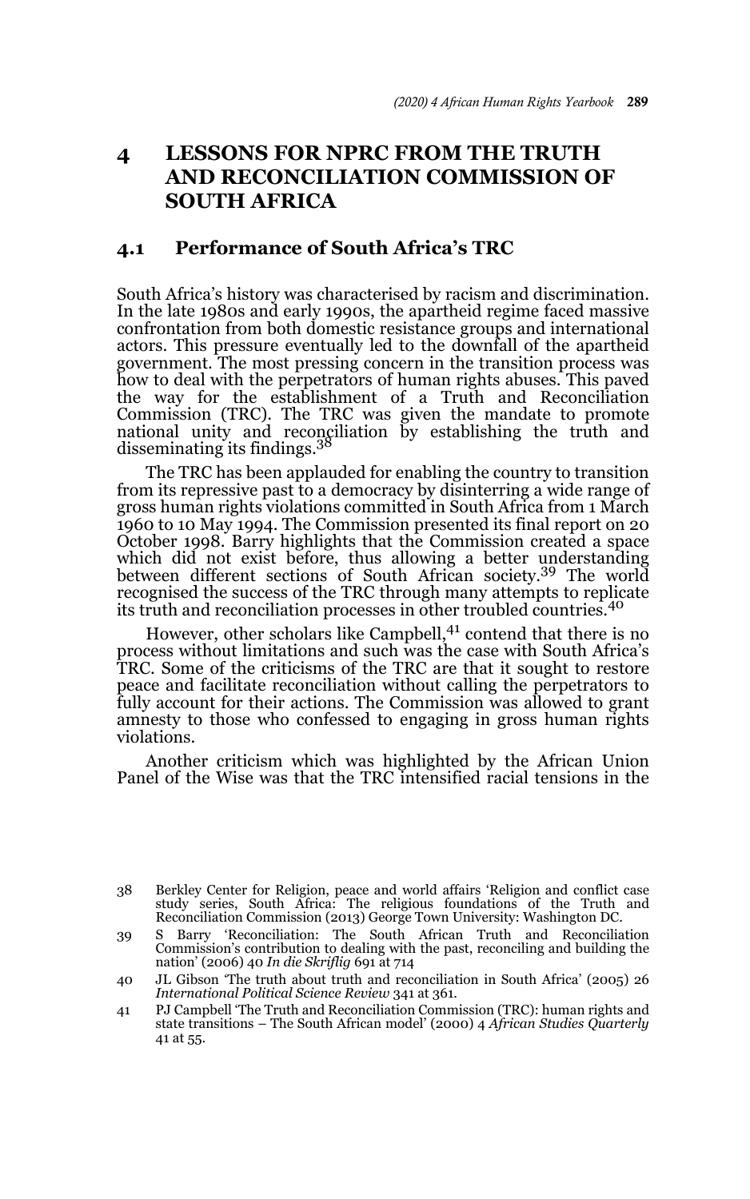## 4 LESSONS FOR NPRC FROM THE TRUTH AND RECONCILIATION COMMISSION OF SOUTH AFRICA

### 4.1 Performance of South Africa's TRC

South Africa's history was characterised by racism and discrimination. In the late 1980s and early 1990s, the apartheid regime faced massive confrontation from both domestic resistance groups and international actors. This pressure eventually led to the downfall of the apartheid government. The most pressing concern in the transition process was how to deal with the perpetrators of human rights abuses. This paved the way for the establishment of a Truth and Reconciliation Commission (TRC). The TRC was given the mandate to promote national unity and reconciliation by establishing the truth and disseminating its findings.[38]

The TRC has been applauded for enabling the country to transition from its repressive past to a democracy by disinterring a wide range of gross human rights violations committed in South Africa from 1 March 1960 to 10 May 1994. The Commission presented its final report on 20 October 1998. Barry highlights that the Commission created a space which did not exist before, thus allowing a better understanding between different sections of South African society.[39] The world recognised the success of the TRC through many attempts to replicate its truth and reconciliation processes in other troubled countries.[40]

However, other scholars like Campbell,[41] contend that there is no process without limitations and such was the case with South Africa's TRC. Some of the criticisms of the TRC are that it sought to restore peace and facilitate reconciliation without calling the perpetrators to fully account for their actions. The Commission was allowed to grant amnesty to those who confessed to engaging in gross human rights violations.

Another criticism which was highlighted by the African Union Panel of the Wise was that the TRC intensified racial tensions in the

---

38 Berkley Center for Religion, peace and world affairs 'Religion and conflict case study series, South Africa: The religious foundations of the Truth and Reconciliation Commission (2013) George Town University: Washington DC.

39 S Barry 'Reconciliation: The South African Truth and Reconciliation Commission's contribution to dealing with the past, reconciling and building the nation' (2006) 40 *In die Skriflig* 691 at 714

40 JL Gibson 'The truth about truth and reconciliation in South Africa' (2005) 26 *International Political Science Review* 341 at 361.

41 PJ Campbell 'The Truth and Reconciliation Commission (TRC): human rights and state transitions – The South African model' (2000) 4 *African Studies Quarterly* 41 at 55.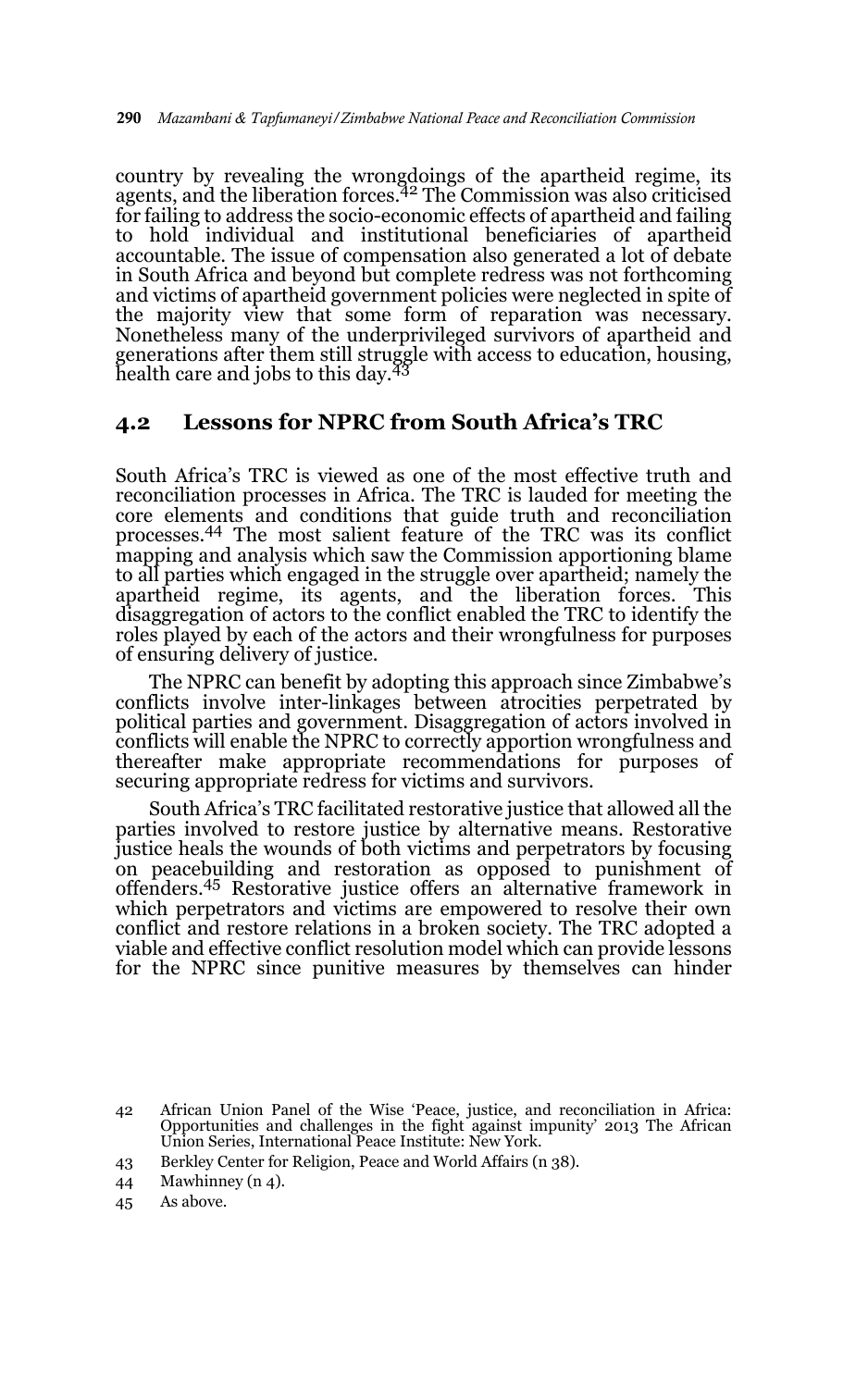country by revealing the wrongdoings of the apartheid regime, its agents, and the liberation forces.[42] The Commission was also criticised for failing to address the socio-economic effects of apartheid and failing to hold individual and institutional beneficiaries of apartheid accountable. The issue of compensation also generated a lot of debate in South Africa and beyond but complete redress was not forthcoming and victims of apartheid government policies were neglected in spite of the majority view that some form of reparation was necessary. Nonetheless many of the underprivileged survivors of apartheid and generations after them still struggle with access to education, housing, health care and jobs to this day.[43]

## 4.2 Lessons for NPRC from South Africa's TRC

South Africa's TRC is viewed as one of the most effective truth and reconciliation processes in Africa. The TRC is lauded for meeting the core elements and conditions that guide truth and reconciliation processes.[44] The most salient feature of the TRC was its conflict mapping and analysis which saw the Commission apportioning blame to all parties which engaged in the struggle over apartheid; namely the apartheid regime, its agents, and the liberation forces. This disaggregation of actors to the conflict enabled the TRC to identify the roles played by each of the actors and their wrongfulness for purposes of ensuring delivery of justice.

The NPRC can benefit by adopting this approach since Zimbabwe's conflicts involve inter-linkages between atrocities perpetrated by political parties and government. Disaggregation of actors involved in conflicts will enable the NPRC to correctly apportion wrongfulness and thereafter make appropriate recommendations for purposes of securing appropriate redress for victims and survivors.

South Africa's TRC facilitated restorative justice that allowed all the parties involved to restore justice by alternative means. Restorative justice heals the wounds of both victims and perpetrators by focusing on peacebuilding and restoration as opposed to punishment of offenders.[45] Restorative justice offers an alternative framework in which perpetrators and victims are empowered to resolve their own conflict and restore relations in a broken society. The TRC adopted a viable and effective conflict resolution model which can provide lessons for the NPRC since punitive measures by themselves can hinder

---

42 African Union Panel of the Wise 'Peace, justice, and reconciliation in Africa: Opportunities and challenges in the fight against impunity' 2013 The African Union Series, International Peace Institute: New York.

43 Berkley Center for Religion, Peace and World Affairs (n 38).

44 Mawhinney (n 4).

45 As above.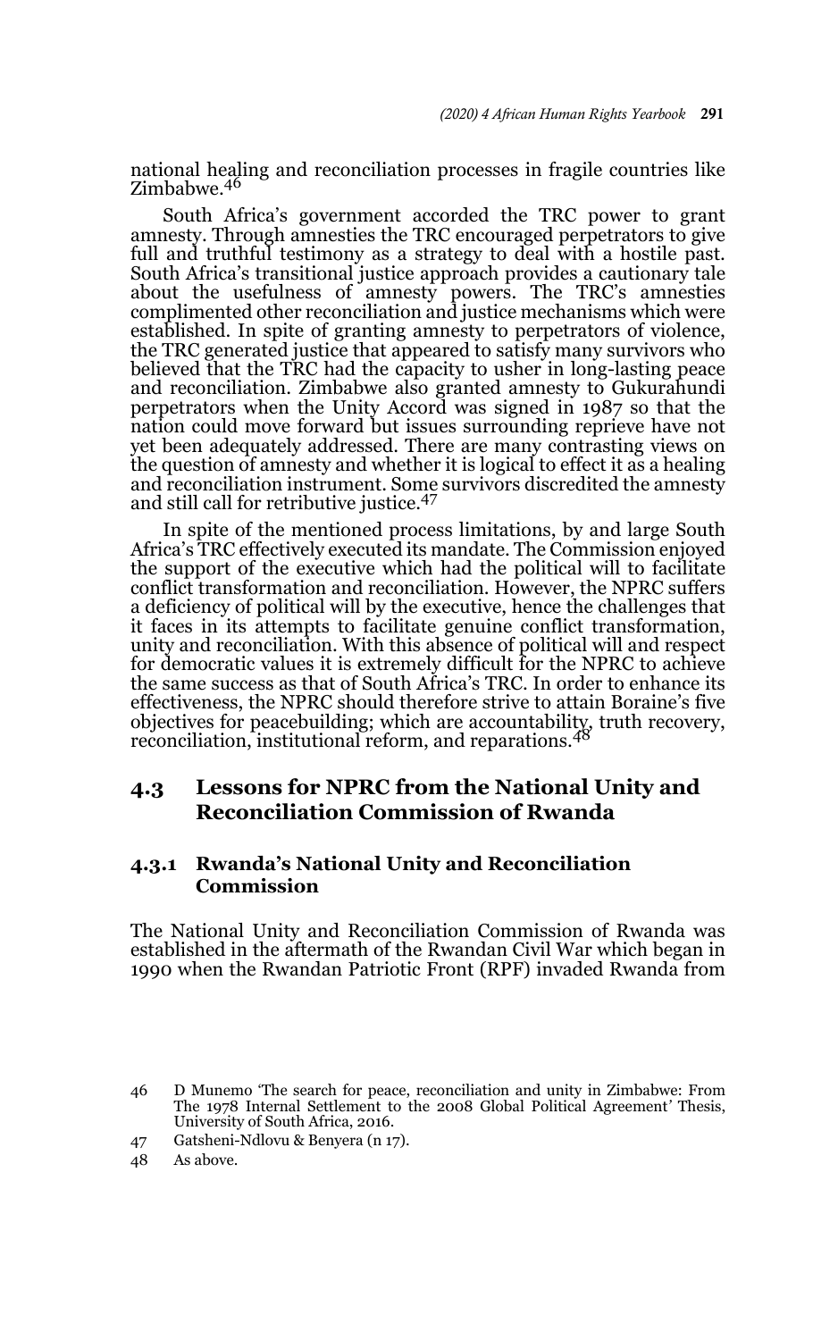national healing and reconciliation processes in fragile countries like Zimbabwe.[46]

South Africa's government accorded the TRC power to grant amnesty. Through amnesties the TRC encouraged perpetrators to give full and truthful testimony as a strategy to deal with a hostile past. South Africa's transitional justice approach provides a cautionary tale about the usefulness of amnesty powers. The TRC's amnesties complimented other reconciliation and justice mechanisms which were established. In spite of granting amnesty to perpetrators of violence, the TRC generated justice that appeared to satisfy many survivors who believed that the TRC had the capacity to usher in long-lasting peace and reconciliation. Zimbabwe also granted amnesty to Gukurahundi perpetrators when the Unity Accord was signed in 1987 so that the nation could move forward but issues surrounding reprieve have not yet been adequately addressed. There are many contrasting views on the question of amnesty and whether it is logical to effect it as a healing and reconciliation instrument. Some survivors discredited the amnesty and still call for retributive justice.[47]

In spite of the mentioned process limitations, by and large South Africa's TRC effectively executed its mandate. The Commission enjoyed the support of the executive which had the political will to facilitate conflict transformation and reconciliation. However, the NPRC suffers a deficiency of political will by the executive, hence the challenges that it faces in its attempts to facilitate genuine conflict transformation, unity and reconciliation. With this absence of political will and respect for democratic values it is extremely difficult for the NPRC to achieve the same success as that of South Africa's TRC. In order to enhance its effectiveness, the NPRC should therefore strive to attain Boraine's five objectives for peacebuilding; which are accountability, truth recovery, reconciliation, institutional reform, and reparations.[48]

## 4.3 Lessons for NPRC from the National Unity and Reconciliation Commission of Rwanda

### 4.3.1 Rwanda's National Unity and Reconciliation Commission

The National Unity and Reconciliation Commission of Rwanda was established in the aftermath of the Rwandan Civil War which began in 1990 when the Rwandan Patriotic Front (RPF) invaded Rwanda from

---

46 D Munemo 'The search for peace, reconciliation and unity in Zimbabwe: From The 1978 Internal Settlement to the 2008 Global Political Agreement' Thesis, University of South Africa, 2016.

47 Gatsheni-Ndlovu & Benyera (n 17).

48 As above.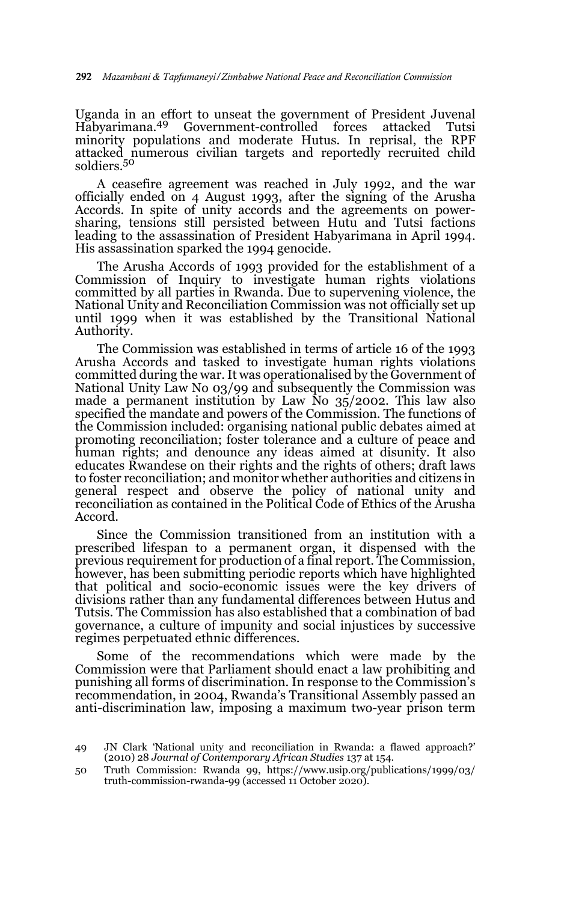Uganda in an effort to unseat the government of President Juvenal Habyarimana.[49] Government-controlled forces attacked Tutsi minority populations and moderate Hutus. In reprisal, the RPF attacked numerous civilian targets and reportedly recruited child soldiers.[50]

A ceasefire agreement was reached in July 1992, and the war officially ended on 4 August 1993, after the signing of the Arusha Accords. In spite of unity accords and the agreements on power-sharing, tensions still persisted between Hutu and Tutsi factions leading to the assassination of President Habyarimana in April 1994. His assassination sparked the 1994 genocide.

The Arusha Accords of 1993 provided for the establishment of a Commission of Inquiry to investigate human rights violations committed by all parties in Rwanda. Due to supervening violence, the National Unity and Reconciliation Commission was not officially set up until 1999 when it was established by the Transitional National Authority.

The Commission was established in terms of article 16 of the 1993 Arusha Accords and tasked to investigate human rights violations committed during the war. It was operationalised by the Government of National Unity Law No 03/99 and subsequently the Commission was made a permanent institution by Law No 35/2002. This law also specified the mandate and powers of the Commission. The functions of the Commission included: organising national public debates aimed at promoting reconciliation; foster tolerance and a culture of peace and human rights; and denounce any ideas aimed at disunity. It also educates Rwandese on their rights and the rights of others; draft laws to foster reconciliation; and monitor whether authorities and citizens in general respect and observe the policy of national unity and reconciliation as contained in the Political Code of Ethics of the Arusha Accord.

Since the Commission transitioned from an institution with a prescribed lifespan to a permanent organ, it dispensed with the previous requirement for production of a final report. The Commission, however, has been submitting periodic reports which have highlighted that political and socio-economic issues were the key drivers of divisions rather than any fundamental differences between Hutus and Tutsis. The Commission has also established that a combination of bad governance, a culture of impunity and social injustices by successive regimes perpetuated ethnic differences.

Some of the recommendations which were made by the Commission were that Parliament should enact a law prohibiting and punishing all forms of discrimination. In response to the Commission's recommendation, in 2004, Rwanda's Transitional Assembly passed an anti-discrimination law, imposing a maximum two-year prison term

---

49 JN Clark 'National unity and reconciliation in Rwanda: a flawed approach?' (2010) 28 *Journal of Contemporary African Studies* 137 at 154.

50 Truth Commission: Rwanda 99, https://www.usip.org/publications/1999/03/truth-commission-rwanda-99 (accessed 11 October 2020).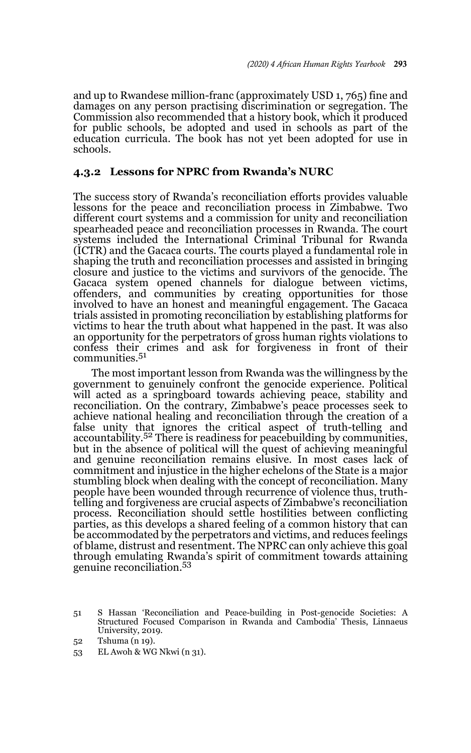and up to Rwandese million-franc (approximately USD 1, 765) fine and damages on any person practising discrimination or segregation. The Commission also recommended that a history book, which it produced for public schools, be adopted and used in schools as part of the education curricula. The book has not yet been adopted for use in schools.

### 4.3.2 Lessons for NPRC from Rwanda's NURC

The success story of Rwanda's reconciliation efforts provides valuable lessons for the peace and reconciliation process in Zimbabwe. Two different court systems and a commission for unity and reconciliation spearheaded peace and reconciliation processes in Rwanda. The court systems included the International Criminal Tribunal for Rwanda (ICTR) and the Gacaca courts. The courts played a fundamental role in shaping the truth and reconciliation processes and assisted in bringing closure and justice to the victims and survivors of the genocide. The Gacaca system opened channels for dialogue between victims, offenders, and communities by creating opportunities for those involved to have an honest and meaningful engagement. The Gacaca trials assisted in promoting reconciliation by establishing platforms for victims to hear the truth about what happened in the past. It was also an opportunity for the perpetrators of gross human rights violations to confess their crimes and ask for forgiveness in front of their communities.[51]

The most important lesson from Rwanda was the willingness by the government to genuinely confront the genocide experience. Political will acted as a springboard towards achieving peace, stability and reconciliation. On the contrary, Zimbabwe's peace processes seek to achieve national healing and reconciliation through the creation of a false unity that ignores the critical aspect of truth-telling and accountability.[52] There is readiness for peacebuilding by communities, but in the absence of political will the quest of achieving meaningful and genuine reconciliation remains elusive. In most cases lack of commitment and injustice in the higher echelons of the State is a major stumbling block when dealing with the concept of reconciliation. Many people have been wounded through recurrence of violence thus, truth-telling and forgiveness are crucial aspects of Zimbabwe's reconciliation process. Reconciliation should settle hostilities between conflicting parties, as this develops a shared feeling of a common history that can be accommodated by the perpetrators and victims, and reduces feelings of blame, distrust and resentment. The NPRC can only achieve this goal through emulating Rwanda's spirit of commitment towards attaining genuine reconciliation.[53]

51 S Hassan 'Reconciliation and Peace-building in Post-genocide Societies: A Structured Focused Comparison in Rwanda and Cambodia' Thesis, Linnaeus University, 2019.

52 Tshuma (n 19).

53 EL Awoh & WG Nkwi (n 31).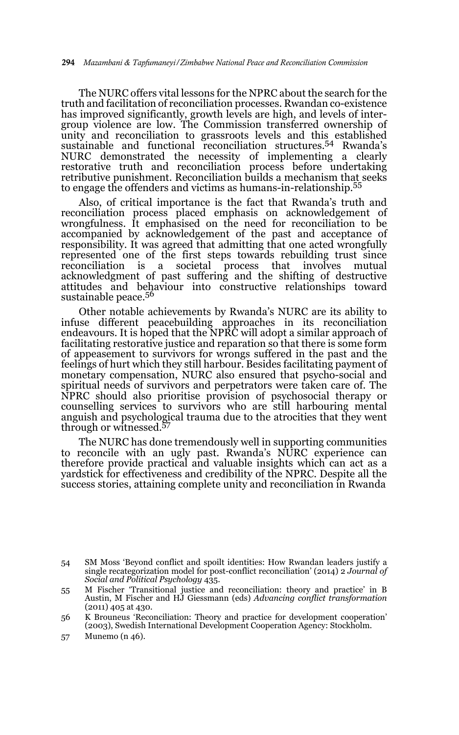The NURC offers vital lessons for the NPRC about the search for the truth and facilitation of reconciliation processes. Rwandan co-existence has improved significantly, growth levels are high, and levels of inter-group violence are low. The Commission transferred ownership of unity and reconciliation to grassroots levels and this established sustainable and functional reconciliation structures.[54] Rwanda's NURC demonstrated the necessity of implementing a clearly restorative truth and reconciliation process before undertaking retributive punishment. Reconciliation builds a mechanism that seeks to engage the offenders and victims as humans-in-relationship.[55]

Also, of critical importance is the fact that Rwanda's truth and reconciliation process placed emphasis on acknowledgement of wrongfulness. It emphasised on the need for reconciliation to be accompanied by acknowledgement of the past and acceptance of responsibility. It was agreed that admitting that one acted wrongfully represented one of the first steps towards rebuilding trust since reconciliation is a societal process that involves mutual acknowledgment of past suffering and the shifting of destructive attitudes and behaviour into constructive relationships toward sustainable peace.[56]

Other notable achievements by Rwanda's NURC are its ability to infuse different peacebuilding approaches in its reconciliation endeavours. It is hoped that the NPRC will adopt a similar approach of facilitating restorative justice and reparation so that there is some form of appeasement to survivors for wrongs suffered in the past and the feelings of hurt which they still harbour. Besides facilitating payment of monetary compensation, NURC also ensured that psycho-social and spiritual needs of survivors and perpetrators were taken care of. The NPRC should also prioritise provision of psychosocial therapy or counselling services to survivors who are still harbouring mental anguish and psychological trauma due to the atrocities that they went through or witnessed.[57]

The NURC has done tremendously well in supporting communities to reconcile with an ugly past. Rwanda's NURC experience can therefore provide practical and valuable insights which can act as a yardstick for effectiveness and credibility of the NPRC. Despite all the success stories, attaining complete unity and reconciliation in Rwanda

---

54 SM Moss 'Beyond conflict and spoilt identities: How Rwandan leaders justify a single recategorization model for post-conflict reconciliation' (2014) 2 *Journal of Social and Political Psychology* 435.

55 M Fischer 'Transitional justice and reconciliation: theory and practice' in B Austin, M Fischer and HJ Giessmann (eds) *Advancing conflict transformation* (2011) 405 at 430.

56 K Brouneus 'Reconciliation: Theory and practice for development cooperation' (2003), Swedish International Development Cooperation Agency: Stockholm.

57 Munemo (n 46).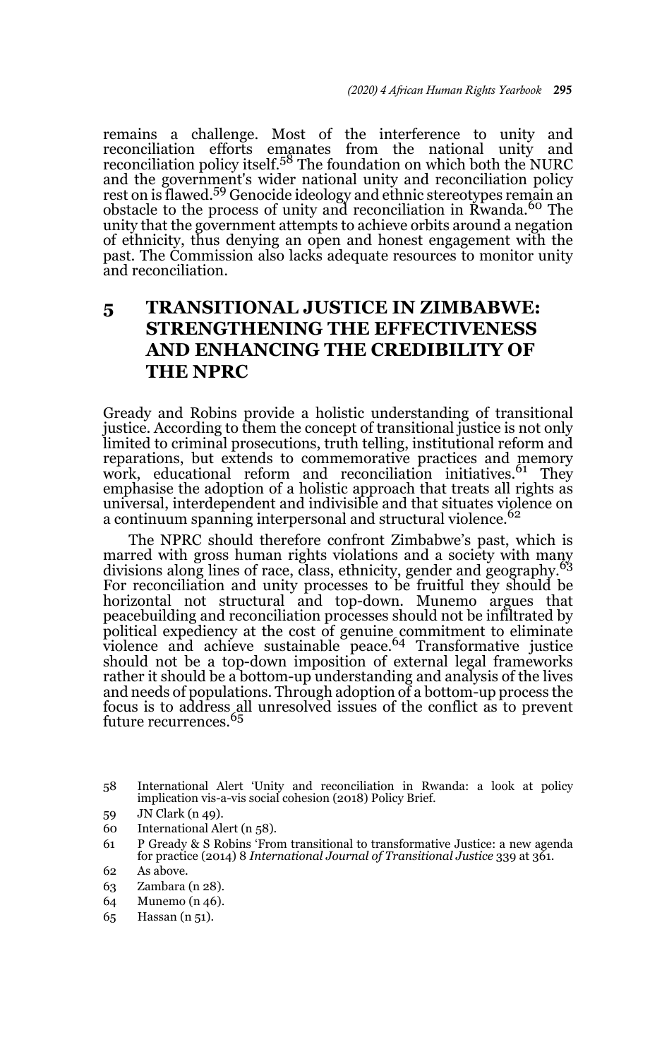remains a challenge. Most of the interference to unity and reconciliation efforts emanates from the national unity and reconciliation policy itself.[58] The foundation on which both the NURC and the government's wider national unity and reconciliation policy rest on is flawed.[59] Genocide ideology and ethnic stereotypes remain an obstacle to the process of unity and reconciliation in Rwanda.[60] The unity that the government attempts to achieve orbits around a negation of ethnicity, thus denying an open and honest engagement with the past. The Commission also lacks adequate resources to monitor unity and reconciliation.

## 5 TRANSITIONAL JUSTICE IN ZIMBABWE: STRENGTHENING THE EFFECTIVENESS AND ENHANCING THE CREDIBILITY OF THE NPRC

Gready and Robins provide a holistic understanding of transitional justice. According to them the concept of transitional justice is not only limited to criminal prosecutions, truth telling, institutional reform and reparations, but extends to commemorative practices and memory work, educational reform and reconciliation initiatives.[61] They emphasise the adoption of a holistic approach that treats all rights as universal, interdependent and indivisible and that situates violence on a continuum spanning interpersonal and structural violence.[62]

The NPRC should therefore confront Zimbabwe's past, which is marred with gross human rights violations and a society with many divisions along lines of race, class, ethnicity, gender and geography.[63] For reconciliation and unity processes to be fruitful they should be horizontal not structural and top-down. Munemo argues that peacebuilding and reconciliation processes should not be infiltrated by political expediency at the cost of genuine commitment to eliminate violence and achieve sustainable peace.[64] Transformative justice should not be a top-down imposition of external legal frameworks rather it should be a bottom-up understanding and analysis of the lives and needs of populations. Through adoption of a bottom-up process the focus is to address all unresolved issues of the conflict as to prevent future recurrences.[65]

---

58 International Alert 'Unity and reconciliation in Rwanda: a look at policy implication vis-a-vis social cohesion (2018) Policy Brief.

59 JN Clark (n 49).

60 International Alert (n 58).

61 P Gready & S Robins 'From transitional to transformative Justice: a new agenda for practice (2014) 8 *International Journal of Transitional Justice* 339 at 361.

62 As above.

63 Zambara (n 28).

64 Munemo (n 46).

65 Hassan (n 51).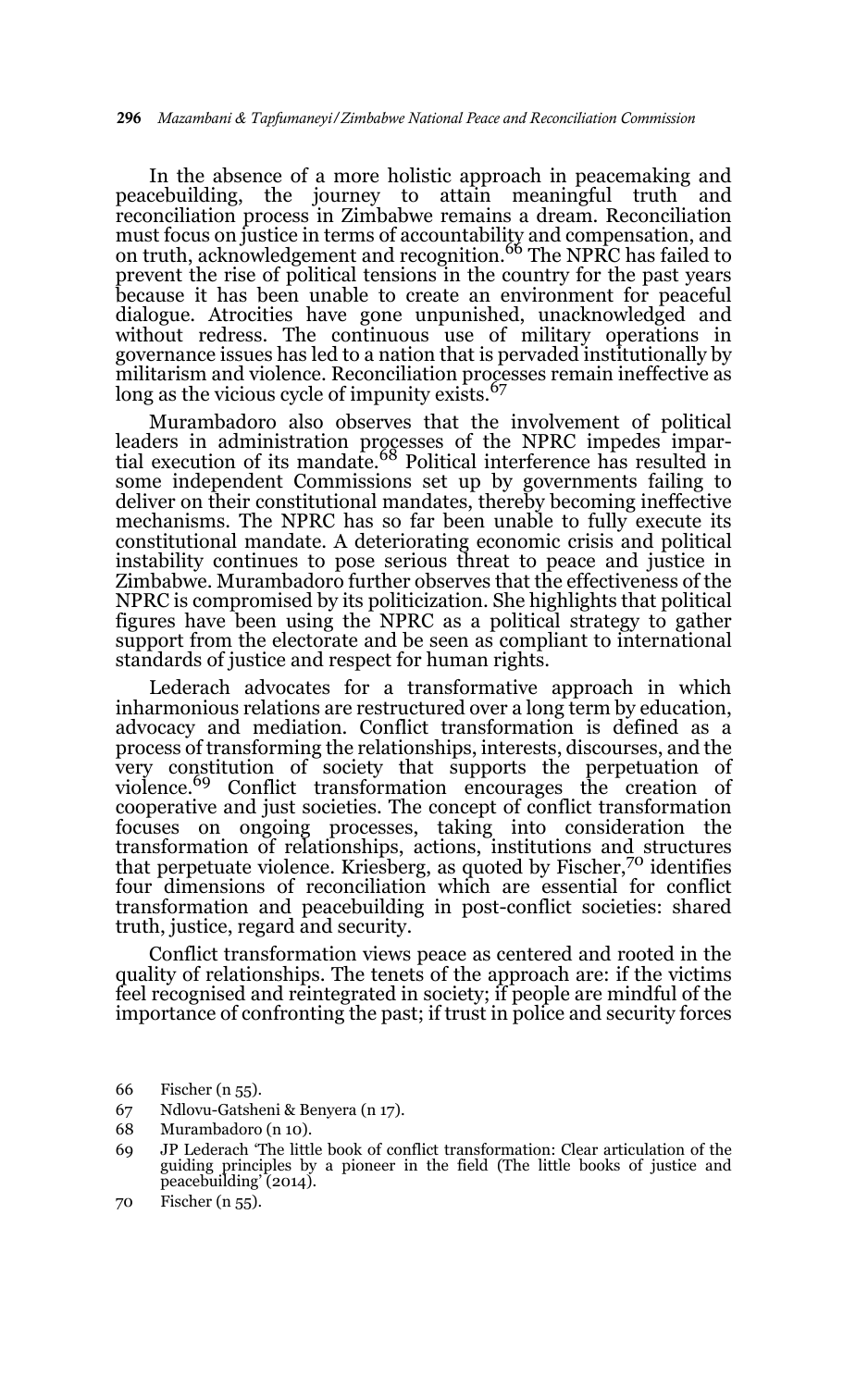In the absence of a more holistic approach in peacemaking and peacebuilding, the journey to attain meaningful truth and reconciliation process in Zimbabwe remains a dream. Reconciliation must focus on justice in terms of accountability and compensation, and on truth, acknowledgement and recognition.[66] The NPRC has failed to prevent the rise of political tensions in the country for the past years because it has been unable to create an environment for peaceful dialogue. Atrocities have gone unpunished, unacknowledged and without redress. The continuous use of military operations in governance issues has led to a nation that is pervaded institutionally by militarism and violence. Reconciliation processes remain ineffective as long as the vicious cycle of impunity exists.[67]

Murambadoro also observes that the involvement of political leaders in administration processes of the NPRC impedes impartial execution of its mandate.[68] Political interference has resulted in some independent Commissions set up by governments failing to deliver on their constitutional mandates, thereby becoming ineffective mechanisms. The NPRC has so far been unable to fully execute its constitutional mandate. A deteriorating economic crisis and political instability continues to pose serious threat to peace and justice in Zimbabwe. Murambadoro further observes that the effectiveness of the NPRC is compromised by its politicization. She highlights that political figures have been using the NPRC as a political strategy to gather support from the electorate and be seen as compliant to international standards of justice and respect for human rights.

Lederach advocates for a transformative approach in which inharmonious relations are restructured over a long term by education, advocacy and mediation. Conflict transformation is defined as a process of transforming the relationships, interests, discourses, and the very constitution of society that supports the perpetuation of violence.[69] Conflict transformation encourages the creation of cooperative and just societies. The concept of conflict transformation focuses on ongoing processes, taking into consideration the transformation of relationships, actions, institutions and structures that perpetuate violence. Kriesberg, as quoted by Fischer,[70] identifies four dimensions of reconciliation which are essential for conflict transformation and peacebuilding in post-conflict societies: shared truth, justice, regard and security.

Conflict transformation views peace as centered and rooted in the quality of relationships. The tenets of the approach are: if the victims feel recognised and reintegrated in society; if people are mindful of the importance of confronting the past; if trust in police and security forces

66 Fischer (n 55).

67 Ndlovu-Gatsheni & Benyera (n 17).

68 Murambadoro (n 10).

69 JP Lederach 'The little book of conflict transformation: Clear articulation of the guiding principles by a pioneer in the field (The little books of justice and peacebuilding' (2014).

70 Fischer (n 55).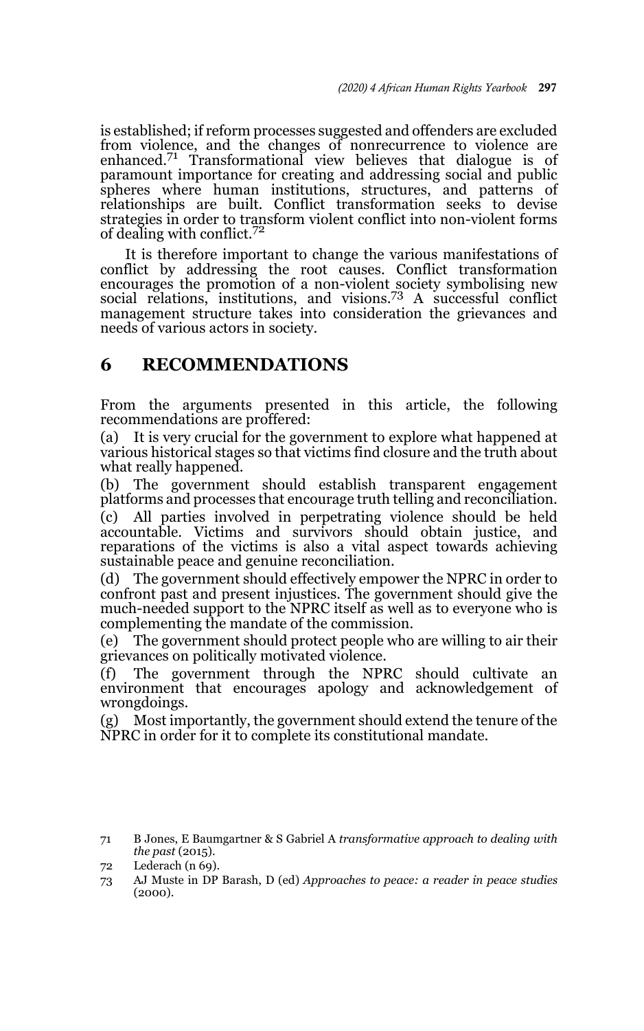is established; if reform processes suggested and offenders are excluded from violence, and the changes of nonrecurrence to violence are enhanced.[71] Transformational view believes that dialogue is of paramount importance for creating and addressing social and public spheres where human institutions, structures, and patterns of relationships are built. Conflict transformation seeks to devise strategies in order to transform violent conflict into non-violent forms of dealing with conflict.[72]

It is therefore important to change the various manifestations of conflict by addressing the root causes. Conflict transformation encourages the promotion of a non-violent society symbolising new social relations, institutions, and visions.[73] A successful conflict management structure takes into consideration the grievances and needs of various actors in society.

## 6 RECOMMENDATIONS

From the arguments presented in this article, the following recommendations are proffered:

(a) It is very crucial for the government to explore what happened at various historical stages so that victims find closure and the truth about what really happened.

(b) The government should establish transparent engagement platforms and processes that encourage truth telling and reconciliation.

(c) All parties involved in perpetrating violence should be held accountable. Victims and survivors should obtain justice, and reparations of the victims is also a vital aspect towards achieving sustainable peace and genuine reconciliation.

(d) The government should effectively empower the NPRC in order to confront past and present injustices. The government should give the much-needed support to the NPRC itself as well as to everyone who is complementing the mandate of the commission.

(e) The government should protect people who are willing to air their grievances on politically motivated violence.

(f) The government through the NPRC should cultivate an environment that encourages apology and acknowledgement of wrongdoings.

(g) Most importantly, the government should extend the tenure of the NPRC in order for it to complete its constitutional mandate.

---

71 B Jones, E Baumgartner & S Gabriel *A transformative approach to dealing with the past* (2015).

72 Lederach (n 69).

73 AJ Muste in DP Barash, D (ed) *Approaches to peace: a reader in peace studies* (2000).